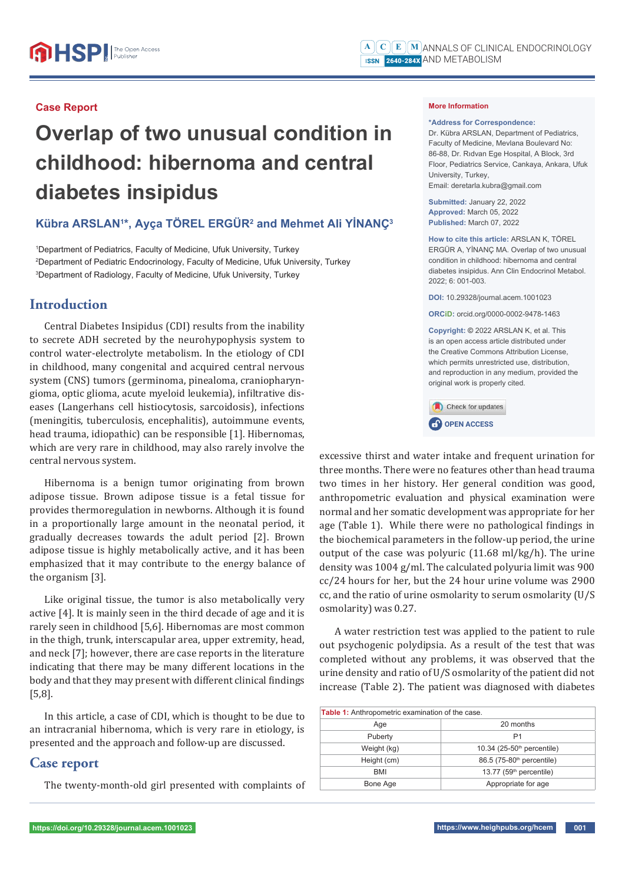Case Report

# Overlap of two unusual condition in childhood: hibernoma and central diabetes insipidus

**Kübra ARSLAN[1]\*, Ayça TÖREL ERGÜR[2] and Mehmet Ali YİNANÇ[3]**

[1]Department of Pediatrics, Faculty of Medicine, Ufuk University, Turkey
[2]Department of Pediatric Endocrinology, Faculty of Medicine, Ufuk University, Turkey
[3]Department of Radiology, Faculty of Medicine, Ufuk University, Turkey

**More Information**

**\*Address for Correspondence:** Dr. Kübra ARSLAN, Department of Pediatrics, Faculty of Medicine, Mevlana Boulevard No: 86-88, Dr. Rıdvan Ege Hospital, A Block, 3rd Floor, Pediatrics Service, Cankaya, Ankara, Ufuk University, Turkey,
Email: deretarla.kubra@gmail.com

**Submitted:** January 22, 2022
**Approved:** March 05, 2022
**Published:** March 07, 2022

**How to cite this article:** ARSLAN K, TÖREL ERGÜR A, YİNANÇ MA. Overlap of two unusual condition in childhood: hibernoma and central diabetes insipidus. Ann Clin Endocrinol Metabol. 2022; 6: 001-003.

**DOI:** 10.29328/journal.acem.1001023

**ORCiD:** orcid.org/0000-0002-9478-1463

**Copyright:** © 2022 ARSLAN K, et al. This is an open access article distributed under the Creative Commons Attribution License, which permits unrestricted use, distribution, and reproduction in any medium, provided the original work is properly cited.

## Introduction

Central Diabetes Insipidus (CDI) results from the inability to secrete ADH secreted by the neurohypophysis system to control water-electrolyte metabolism. In the etiology of CDI in childhood, many congenital and acquired central nervous system (CNS) tumors (germinoma, pinealoma, craniopharyngioma, optic glioma, acute myeloid leukemia), infiltrative diseases (Langerhans cell histiocytosis, sarcoidosis), infections (meningitis, tuberculosis, encephalitis), autoimmune events, head trauma, idiopathic) can be responsible [1]. Hibernomas, which are very rare in childhood, may also rarely involve the central nervous system.

Hibernoma is a benign tumor originating from brown adipose tissue. Brown adipose tissue is a fetal tissue for provides thermoregulation in newborns. Although it is found in a proportionally large amount in the neonatal period, it gradually decreases towards the adult period [2]. Brown adipose tissue is highly metabolically active, and it has been emphasized that it may contribute to the energy balance of the organism [3].

Like original tissue, the tumor is also metabolically very active [4]. It is mainly seen in the third decade of age and it is rarely seen in childhood [5,6]. Hibernomas are most common in the thigh, trunk, interscapular area, upper extremity, head, and neck [7]; however, there are case reports in the literature indicating that there may be many different locations in the body and that they may present with different clinical findings [5,8].

In this article, a case of CDI, which is thought to be due to an intracranial hibernoma, which is very rare in etiology, is presented and the approach and follow-up are discussed.

## Case report

The twenty-month-old girl presented with complaints of excessive thirst and water intake and frequent urination for three months. There were no features other than head trauma two times in her history. Her general condition was good, anthropometric evaluation and physical examination were normal and her somatic development was appropriate for her age (Table 1). While there were no pathological findings in the biochemical parameters in the follow-up period, the urine output of the case was polyuric (11.68 ml/kg/h). The urine density was 1004 g/ml. The calculated polyuria limit was 900 cc/24 hours for her, but the 24 hour urine volume was 2900 cc, and the ratio of urine osmolarity to serum osmolarity (U/S osmolarity) was 0.27.

A water restriction test was applied to the patient to rule out psychogenic polydipsia. As a result of the test that was completed without any problems, it was observed that the urine density and ratio of U/S osmolarity of the patient did not increase (Table 2). The patient was diagnosed with diabetes

**Table 1:** Anthropometric examination of the case.

| Age | 20 months |
|---|---|
| Puberty | P1 |
| Weight (kg) | 10.34 (25-50th percentile) |
| Height (cm) | 86.5 (75-80th percentile) |
| BMI | 13.77 (59th percentile) |
| Bone Age | Appropriate for age |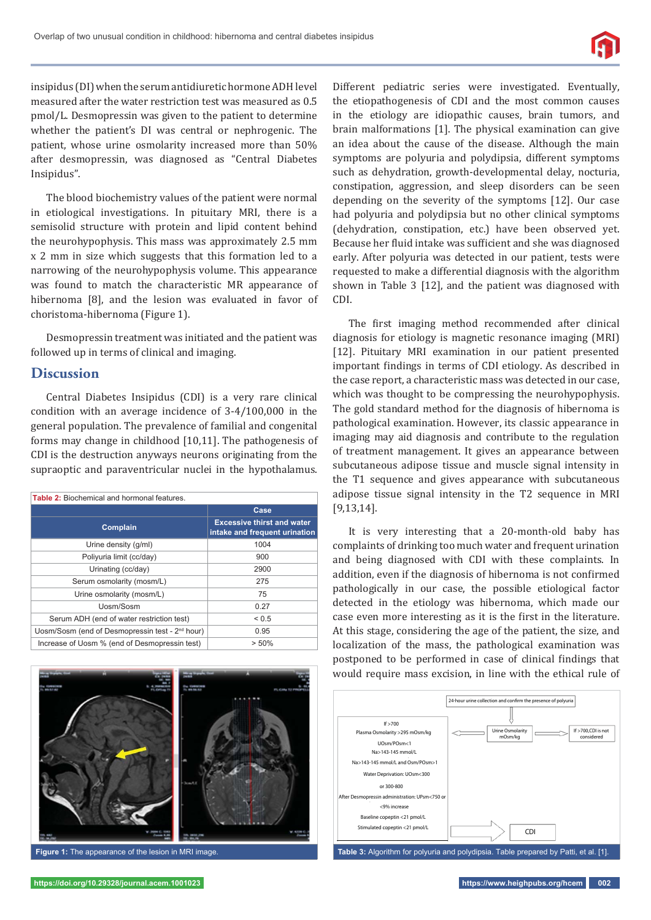insipidus (DI) when the serum antidiuretic hormone ADH level measured after the water restriction test was measured as 0.5 pmol/L. Desmopressin was given to the patient to determine whether the patient's DI was central or nephrogenic. The patient, whose urine osmolarity increased more than 50% after desmopressin, was diagnosed as "Central Diabetes Insipidus".

The blood biochemistry values of the patient were normal in etiological investigations. In pituitary MRI, there is a semisolid structure with protein and lipid content behind the neurohypophysis. This mass was approximately 2.5 mm x 2 mm in size which suggests that this formation led to a narrowing of the neurohypophysis volume. This appearance was found to match the characteristic MR appearance of hibernoma [8], and the lesion was evaluated in favor of choristoma-hibernoma (Figure 1).

Desmopressin treatment was initiated and the patient was followed up in terms of clinical and imaging.

## Discussion

Central Diabetes Insipidus (CDI) is a very rare clinical condition with an average incidence of 3-4/100,000 in the general population. The prevalence of familial and congenital forms may change in childhood [10,11]. The pathogenesis of CDI is the destruction anyways neurons originating from the supraoptic and paraventricular nuclei in the hypothalamus.

**Table 2:** Biochemical and hormonal features.

| Complain | Case: Excessive thirst and water intake and frequent urination |
| --- | --- |
| Urine density (g/ml) | 1004 |
| Poliyuria limit (cc/day) | 900 |
| Urinating (cc/day) | 2900 |
| Serum osmolarity (mosm/L) | 275 |
| Urine osmolarity (mosm/L) | 75 |
| Uosm/Sosm | 0.27 |
| Serum ADH (end of water restriction test) | < 0.5 |
| Uosm/Sosm (end of Desmopressin test - 2nd hour) | 0.95 |
| Increase of Uosm % (end of Desmopressin test) | > 50% |

**Figure 1:** The appearance of the lesion in MRI image.

Different pediatric series were investigated. Eventually, the etiopathogenesis of CDI and the most common causes in the etiology are idiopathic causes, brain tumors, and brain malformations [1]. The physical examination can give an idea about the cause of the disease. Although the main symptoms are polyuria and polydipsia, different symptoms such as dehydration, growth-developmental delay, nocturia, constipation, aggression, and sleep disorders can be seen depending on the severity of the symptoms [12]. Our case had polyuria and polydipsia but no other clinical symptoms (dehydration, constipation, etc.) have been observed yet. Because her fluid intake was sufficient and she was diagnosed early. After polyuria was detected in our patient, tests were requested to make a differential diagnosis with the algorithm shown in Table 3 [12], and the patient was diagnosed with CDI.

The first imaging method recommended after clinical diagnosis for etiology is magnetic resonance imaging (MRI) [12]. Pituitary MRI examination in our patient presented important findings in terms of CDI etiology. As described in the case report, a characteristic mass was detected in our case, which was thought to be compressing the neurohypophysis. The gold standard method for the diagnosis of hibernoma is pathological examination. However, its classic appearance in imaging may aid diagnosis and contribute to the regulation of treatment management. It gives an appearance between subcutaneous adipose tissue and muscle signal intensity in the T1 sequence and gives appearance with subcutaneous adipose tissue signal intensity in the T2 sequence in MRI [9,13,14].

It is very interesting that a 20-month-old baby has complaints of drinking too much water and frequent urination and being diagnosed with CDI with these complaints. In addition, even if the diagnosis of hibernoma is not confirmed pathologically in our case, the possible etiological factor detected in the etiology was hibernoma, which made our case even more interesting as it is the first in the literature. At this stage, considering the age of the patient, the size, and localization of the mass, the pathological examination was postponed to be performed in case of clinical findings that would require mass excision, in line with the ethical rule of

24-hour urine collection and confirm the presence of polyuria

↓

Urine Osmolarity mOsm/kg

→ If >700, CDI is not considered

← If >700
Plasma Osmolarity >295 mOsm/kg
UOsm/POsm<1
Na>143-145 mmol/L
Na>143-145 mmol/L and Osm/POsm>1
Water Deprivation: UOsm<300
or 300-800
After Desmopressin administration: UPsm<750 or <9% increase
Baseline copeptin <21 pmol/L
Stimulated copeptin <21 pmol/L

→ CDI

**Table 3:** Algorithm for polyuria and polydipsia. Table prepared by Patti, et al. [1].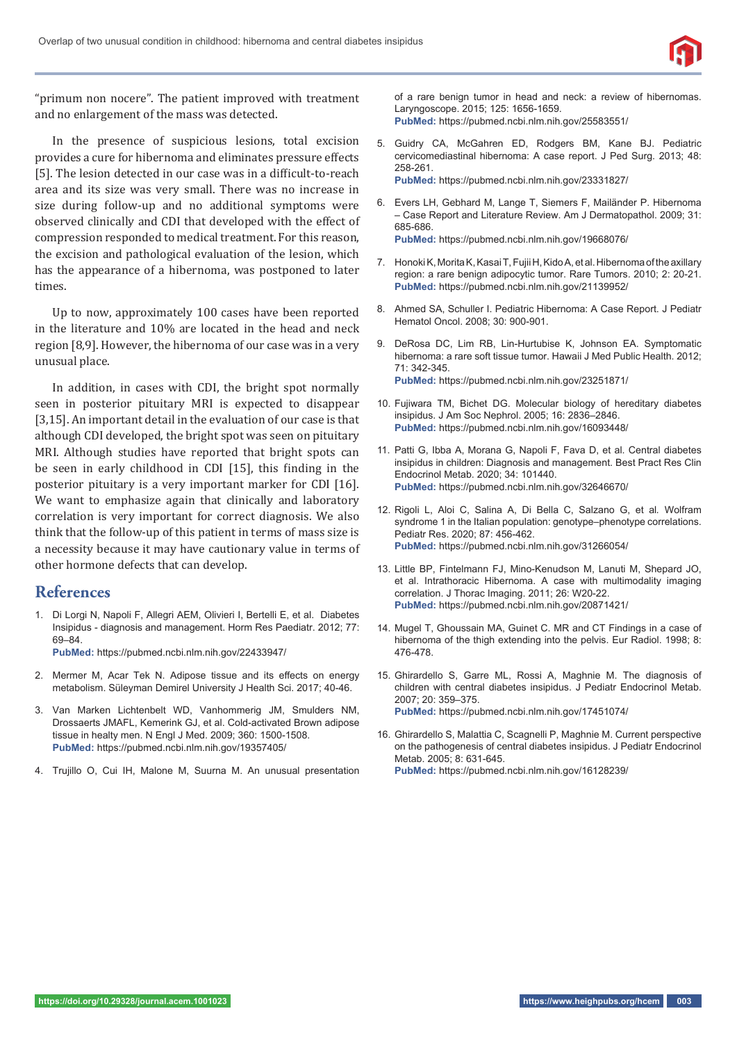"primum non nocere". The patient improved with treatment and no enlargement of the mass was detected.

In the presence of suspicious lesions, total excision provides a cure for hibernoma and eliminates pressure effects [5]. The lesion detected in our case was in a difficult-to-reach area and its size was very small. There was no increase in size during follow-up and no additional symptoms were observed clinically and CDI that developed with the effect of compression responded to medical treatment. For this reason, the excision and pathological evaluation of the lesion, which has the appearance of a hibernoma, was postponed to later times.

Up to now, approximately 100 cases have been reported in the literature and 10% are located in the head and neck region [8,9]. However, the hibernoma of our case was in a very unusual place.

In addition, in cases with CDI, the bright spot normally seen in posterior pituitary MRI is expected to disappear [3,15]. An important detail in the evaluation of our case is that although CDI developed, the bright spot was seen on pituitary MRI. Although studies have reported that bright spots can be seen in early childhood in CDI [15], this finding in the posterior pituitary is a very important marker for CDI [16]. We want to emphasize again that clinically and laboratory correlation is very important for correct diagnosis. We also think that the follow-up of this patient in terms of mass size is a necessity because it may have cautionary value in terms of other hormone defects that can develop.

## References

1. Di Lorgi N, Napoli F, Allegri AEM, Olivieri I, Bertelli E, et al. Diabetes Insipidus - diagnosis and management. Horm Res Paediatr. 2012; 77: 69–84. **PubMed:** https://pubmed.ncbi.nlm.nih.gov/22433947/
2. Mermer M, Acar Tek N. Adipose tissue and its effects on energy metabolism. Süleyman Demirel University J Health Sci. 2017; 40-46.
3. Van Marken Lichtenbelt WD, Vanhommerig JM, Smulders NM, Drossaerts JMAFL, Kemerink GJ, et al. Cold-activated Brown adipose tissue in healty men. N Engl J Med. 2009; 360: 1500-1508. **PubMed:** https://pubmed.ncbi.nlm.nih.gov/19357405/
4. Trujillo O, Cui IH, Malone M, Suurna M. An unusual presentation of a rare benign tumor in head and neck: a review of hibernomas. Laryngoscope. 2015; 125: 1656-1659. **PubMed:** https://pubmed.ncbi.nlm.nih.gov/25583551/
5. Guidry CA, McGahren ED, Rodgers BM, Kane BJ. Pediatric cervicomediastinal hibernoma: A case report. J Ped Surg. 2013; 48: 258-261. **PubMed:** https://pubmed.ncbi.nlm.nih.gov/23331827/
6. Evers LH, Gebhard M, Lange T, Siemers F, Mailänder P. Hibernoma – Case Report and Literature Review. Am J Dermatopathol. 2009; 31: 685-686. **PubMed:** https://pubmed.ncbi.nlm.nih.gov/19668076/
7. Honoki K, Morita K, Kasai T, Fujii H, Kido A, et al. Hibernoma of the axillary region: a rare benign adipocytic tumor. Rare Tumors. 2010; 2: 20-21. **PubMed:** https://pubmed.ncbi.nlm.nih.gov/21139952/
8. Ahmed SA, Schuller I. Pediatric Hibernoma: A Case Report. J Pediatr Hematol Oncol. 2008; 30: 900-901.
9. DeRosa DC, Lim RB, Lin-Hurtubise K, Johnson EA. Symptomatic hibernoma: a rare soft tissue tumor. Hawaii J Med Public Health. 2012; 71: 342-345. **PubMed:** https://pubmed.ncbi.nlm.nih.gov/23251871/
10. Fujiwara TM, Bichet DG. Molecular biology of hereditary diabetes insipidus. J Am Soc Nephrol. 2005; 16: 2836–2846. **PubMed:** https://pubmed.ncbi.nlm.nih.gov/16093448/
11. Patti G, Ibba A, Morana G, Napoli F, Fava D, et al. Central diabetes insipidus in children: Diagnosis and management. Best Pract Res Clin Endocrinol Metab. 2020; 34: 101440. **PubMed:** https://pubmed.ncbi.nlm.nih.gov/32646670/
12. Rigoli L, Aloi C, Salina A, Di Bella C, Salzano G, et al. Wolfram syndrome 1 in the Italian population: genotype–phenotype correlations. Pediatr Res. 2020; 87: 456-462. **PubMed:** https://pubmed.ncbi.nlm.nih.gov/31266054/
13. Little BP, Fintelmann FJ, Mino-Kenudson M, Lanuti M, Shepard JO, et al. Intrathoracic Hibernoma. A case with multimodality imaging correlation. J Thorac Imaging. 2011; 26: W20-22. **PubMed:** https://pubmed.ncbi.nlm.nih.gov/20871421/
14. Mugel T, Ghoussain MA, Guinet C. MR and CT Findings in a case of hibernoma of the thigh extending into the pelvis. Eur Radiol. 1998; 8: 476-478.
15. Ghirardello S, Garre ML, Rossi A, Maghnie M. The diagnosis of children with central diabetes insipidus. J Pediatr Endocrinol Metab. 2007; 20: 359–375. **PubMed:** https://pubmed.ncbi.nlm.nih.gov/17451074/
16. Ghirardello S, Malattia C, Scagnelli P, Maghnie M. Current perspective on the pathogenesis of central diabetes insipidus. J Pediatr Endocrinol Metab. 2005; 8: 631-645. **PubMed:** https://pubmed.ncbi.nlm.nih.gov/16128239/